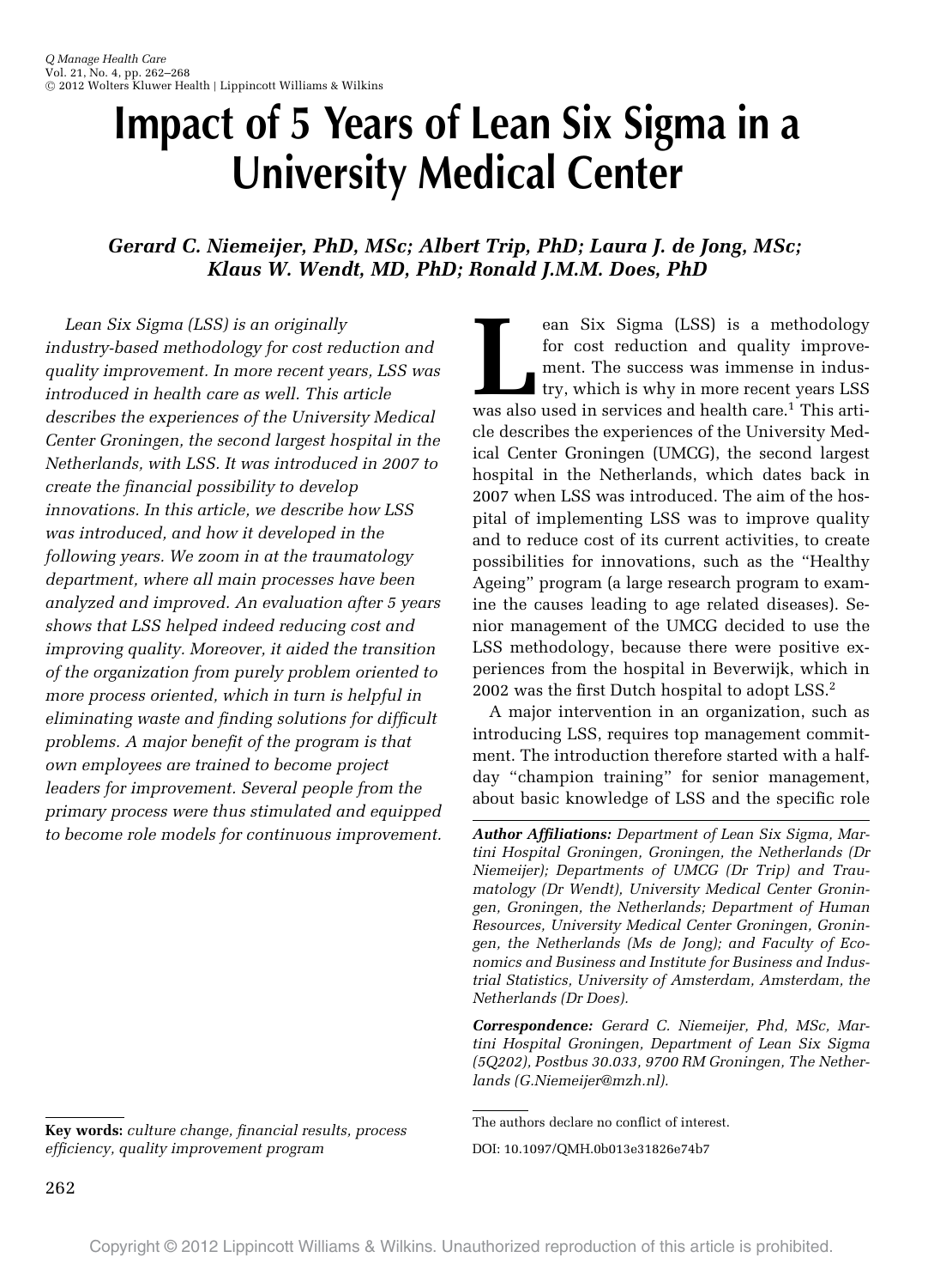# Impact of 5 Years of Lean Six Sigma in a University Medical Center

***Gerard C. Niemeijer, PhD, MSc; Albert Trip, PhD; Laura J. de Jong, MSc; Klaus W. Wendt, MD, PhD; Ronald J.M.M. Does, PhD***

*Lean Six Sigma (LSS) is an originally industry-based methodology for cost reduction and quality improvement. In more recent years, LSS was introduced in health care as well. This article describes the experiences of the University Medical Center Groningen, the second largest hospital in the Netherlands, with LSS. It was introduced in 2007 to create the financial possibility to develop innovations. In this article, we describe how LSS was introduced, and how it developed in the following years. We zoom in at the traumatology department, where all main processes have been analyzed and improved. An evaluation after 5 years shows that LSS helped indeed reducing cost and improving quality. Moreover, it aided the transition of the organization from purely problem oriented to more process oriented, which in turn is helpful in eliminating waste and finding solutions for difficult problems. A major benefit of the program is that own employees are trained to become project leaders for improvement. Several people from the primary process were thus stimulated and equipped to become role models for continuous improvement.*

**Key words:** *culture change, financial results, process efficiency, quality improvement program*

Lean Six Sigma (LSS) is a methodology for cost reduction and quality improvement. The success was immense in industry, which is why in more recent years LSS was also used in services and health care.[1] This article describes the experiences of the University Medical Center Groningen (UMCG), the second largest hospital in the Netherlands, which dates back in 2007 when LSS was introduced. The aim of the hospital of implementing LSS was to improve quality and to reduce cost of its current activities, to create possibilities for innovations, such as the "Healthy Ageing" program (a large research program to examine the causes leading to age related diseases). Senior management of the UMCG decided to use the LSS methodology, because there were positive experiences from the hospital in Beverwijk, which in 2002 was the first Dutch hospital to adopt LSS.[2]

A major intervention in an organization, such as introducing LSS, requires top management commitment. The introduction therefore started with a half-day "champion training" for senior management, about basic knowledge of LSS and the specific role

***Author Affiliations:*** *Department of Lean Six Sigma, Martini Hospital Groningen, Groningen, the Netherlands (Dr Niemeijer); Departments of UMCG (Dr Trip) and Traumatology (Dr Wendt), University Medical Center Groningen, Groningen, the Netherlands; Department of Human Resources, University Medical Center Groningen, Groningen, the Netherlands (Ms de Jong); and Faculty of Economics and Business and Institute for Business and Industrial Statistics, University of Amsterdam, Amsterdam, the Netherlands (Dr Does).*

***Correspondence:*** *Gerard C. Niemeijer, Phd, MSc, Martini Hospital Groningen, Department of Lean Six Sigma (5Q202), Postbus 30.033, 9700 RM Groningen, The Netherlands (G.Niemeijer@mzh.nl).*

The authors declare no conflict of interest.

DOI: 10.1097/QMH.0b013e31826e74b7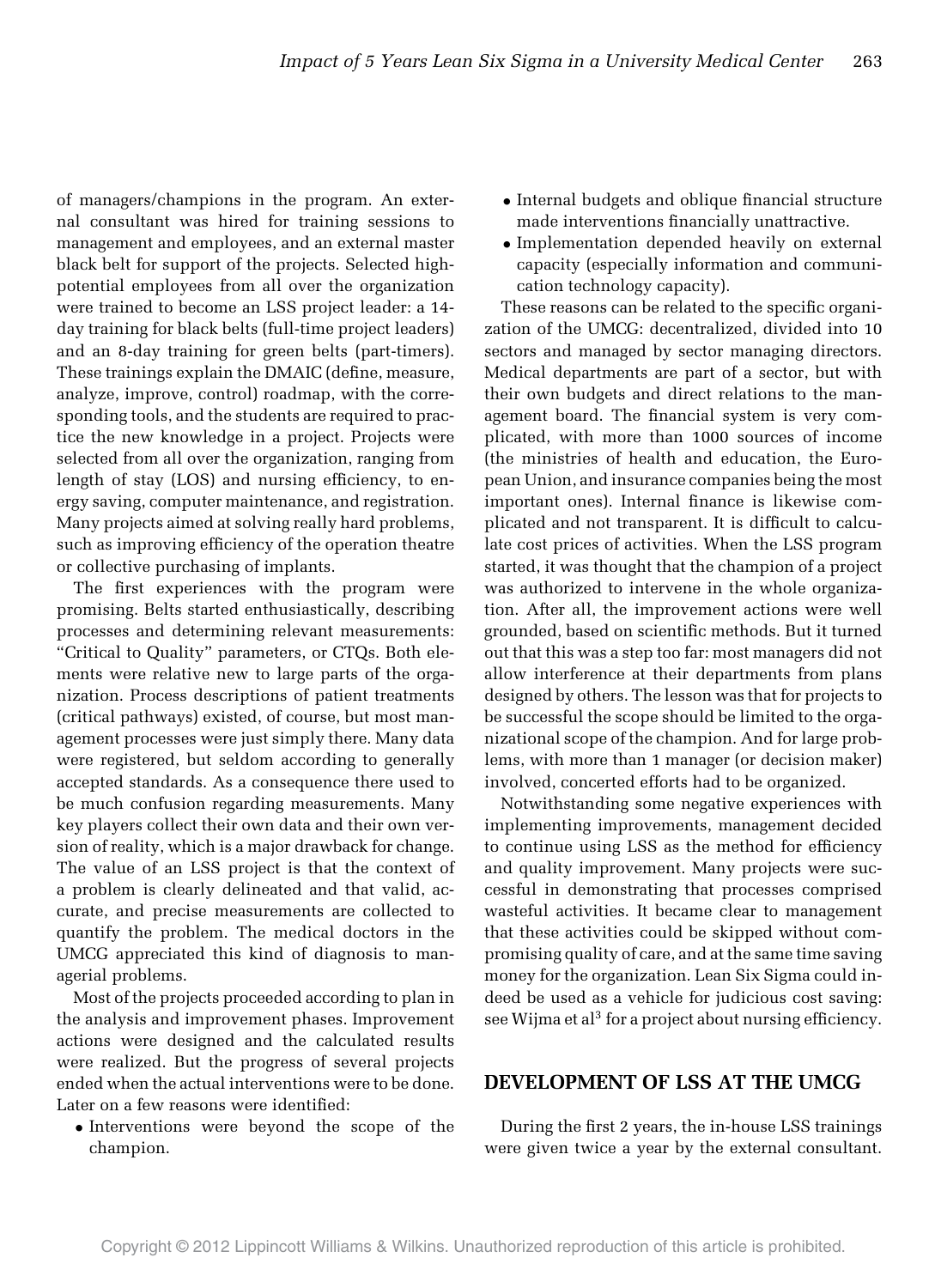of managers/champions in the program. An external consultant was hired for training sessions to management and employees, and an external master black belt for support of the projects. Selected high-potential employees from all over the organization were trained to become an LSS project leader: a 14-day training for black belts (full-time project leaders) and an 8-day training for green belts (part-timers). These trainings explain the DMAIC (define, measure, analyze, improve, control) roadmap, with the corresponding tools, and the students are required to practice the new knowledge in a project. Projects were selected from all over the organization, ranging from length of stay (LOS) and nursing efficiency, to energy saving, computer maintenance, and registration. Many projects aimed at solving really hard problems, such as improving efficiency of the operation theatre or collective purchasing of implants.

The first experiences with the program were promising. Belts started enthusiastically, describing processes and determining relevant measurements: "Critical to Quality" parameters, or CTQs. Both elements were relative new to large parts of the organization. Process descriptions of patient treatments (critical pathways) existed, of course, but most management processes were just simply there. Many data were registered, but seldom according to generally accepted standards. As a consequence there used to be much confusion regarding measurements. Many key players collect their own data and their own version of reality, which is a major drawback for change. The value of an LSS project is that the context of a problem is clearly delineated and that valid, accurate, and precise measurements are collected to quantify the problem. The medical doctors in the UMCG appreciated this kind of diagnosis to managerial problems.

Most of the projects proceeded according to plan in the analysis and improvement phases. Improvement actions were designed and the calculated results were realized. But the progress of several projects ended when the actual interventions were to be done. Later on a few reasons were identified:

- Interventions were beyond the scope of the champion.
- Internal budgets and oblique financial structure made interventions financially unattractive.
- Implementation depended heavily on external capacity (especially information and communication technology capacity).

These reasons can be related to the specific organization of the UMCG: decentralized, divided into 10 sectors and managed by sector managing directors. Medical departments are part of a sector, but with their own budgets and direct relations to the management board. The financial system is very complicated, with more than 1000 sources of income (the ministries of health and education, the European Union, and insurance companies being the most important ones). Internal finance is likewise complicated and not transparent. It is difficult to calculate cost prices of activities. When the LSS program started, it was thought that the champion of a project was authorized to intervene in the whole organization. After all, the improvement actions were well grounded, based on scientific methods. But it turned out that this was a step too far: most managers did not allow interference at their departments from plans designed by others. The lesson was that for projects to be successful the scope should be limited to the organizational scope of the champion. And for large problems, with more than 1 manager (or decision maker) involved, concerted efforts had to be organized.

Notwithstanding some negative experiences with implementing improvements, management decided to continue using LSS as the method for efficiency and quality improvement. Many projects were successful in demonstrating that processes comprised wasteful activities. It became clear to management that these activities could be skipped without compromising quality of care, and at the same time saving money for the organization. Lean Six Sigma could indeed be used as a vehicle for judicious cost saving: see Wijma et al[3] for a project about nursing efficiency.

## DEVELOPMENT OF LSS AT THE UMCG

During the first 2 years, the in-house LSS trainings were given twice a year by the external consultant.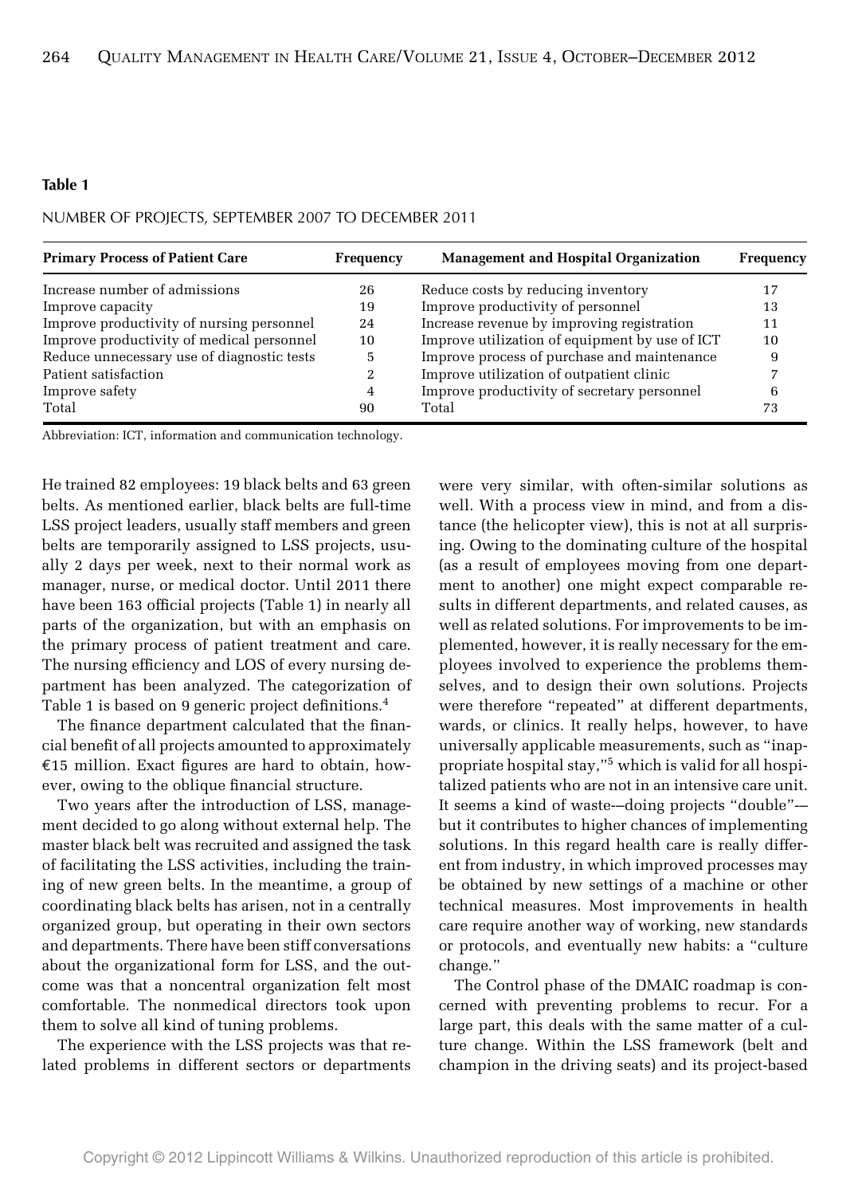**Table 1**

NUMBER OF PROJECTS, SEPTEMBER 2007 TO DECEMBER 2011

| Primary Process of Patient Care | Frequency | Management and Hospital Organization | Frequency |
|---|---|---|---|
| Increase number of admissions | 26 | Reduce costs by reducing inventory | 17 |
| Improve capacity | 19 | Improve productivity of personnel | 13 |
| Improve productivity of nursing personnel | 24 | Increase revenue by improving registration | 11 |
| Improve productivity of medical personnel | 10 | Improve utilization of equipment by use of ICT | 10 |
| Reduce unnecessary use of diagnostic tests | 5 | Improve process of purchase and maintenance | 9 |
| Patient satisfaction | 2 | Improve utilization of outpatient clinic | 7 |
| Improve safety | 4 | Improve productivity of secretary personnel | 6 |
| Total | 90 | Total | 73 |

Abbreviation: ICT, information and communication technology.

He trained 82 employees: 19 black belts and 63 green belts. As mentioned earlier, black belts are full-time LSS project leaders, usually staff members and green belts are temporarily assigned to LSS projects, usually 2 days per week, next to their normal work as manager, nurse, or medical doctor. Until 2011 there have been 163 official projects (Table 1) in nearly all parts of the organization, but with an emphasis on the primary process of patient treatment and care. The nursing efficiency and LOS of every nursing department has been analyzed. The categorization of Table 1 is based on 9 generic project definitions.[4]

The finance department calculated that the financial benefit of all projects amounted to approximately €15 million. Exact figures are hard to obtain, however, owing to the oblique financial structure.

Two years after the introduction of LSS, management decided to go along without external help. The master black belt was recruited and assigned the task of facilitating the LSS activities, including the training of new green belts. In the meantime, a group of coordinating black belts has arisen, not in a centrally organized group, but operating in their own sectors and departments. There have been stiff conversations about the organizational form for LSS, and the outcome was that a noncentral organization felt most comfortable. The nonmedical directors took upon them to solve all kind of tuning problems.

The experience with the LSS projects was that related problems in different sectors or departments were very similar, with often-similar solutions as well. With a process view in mind, and from a distance (the helicopter view), this is not at all surprising. Owing to the dominating culture of the hospital (as a result of employees moving from one department to another) one might expect comparable results in different departments, and related causes, as well as related solutions. For improvements to be implemented, however, it is really necessary for the employees involved to experience the problems themselves, and to design their own solutions. Projects were therefore "repeated" at different departments, wards, or clinics. It really helps, however, to have universally applicable measurements, such as "inappropriate hospital stay,"[5] which is valid for all hospitalized patients who are not in an intensive care unit. It seems a kind of waste—doing projects "double"—but it contributes to higher chances of implementing solutions. In this regard health care is really different from industry, in which improved processes may be obtained by new settings of a machine or other technical measures. Most improvements in health care require another way of working, new standards or protocols, and eventually new habits: a "culture change."

The Control phase of the DMAIC roadmap is concerned with preventing problems to recur. For a large part, this deals with the same matter of a culture change. Within the LSS framework (belt and champion in the driving seats) and its project-based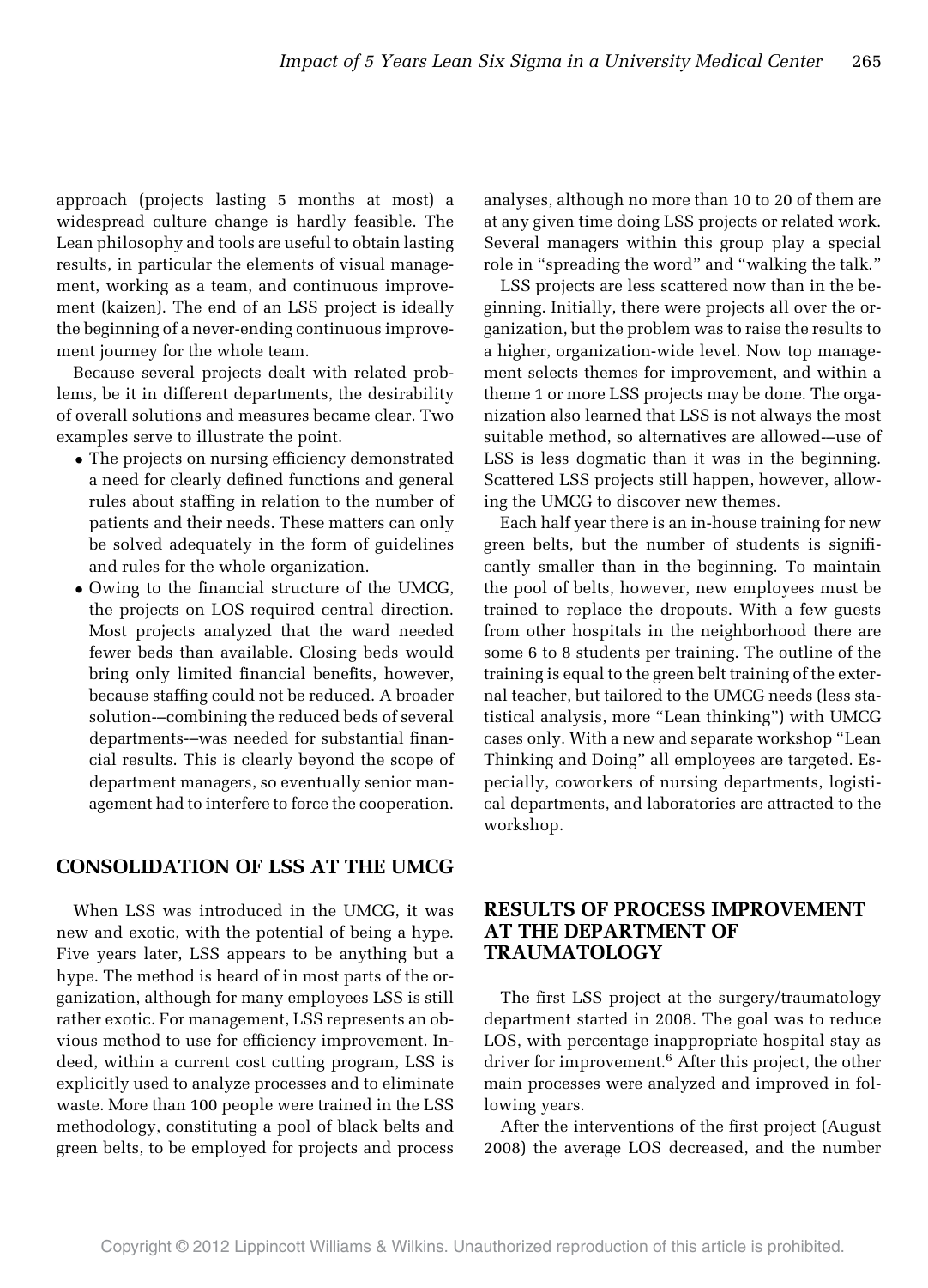approach (projects lasting 5 months at most) a widespread culture change is hardly feasible. The Lean philosophy and tools are useful to obtain lasting results, in particular the elements of visual management, working as a team, and continuous improvement (kaizen). The end of an LSS project is ideally the beginning of a never-ending continuous improvement journey for the whole team.

Because several projects dealt with related problems, be it in different departments, the desirability of overall solutions and measures became clear. Two examples serve to illustrate the point.

- The projects on nursing efficiency demonstrated a need for clearly defined functions and general rules about staffing in relation to the number of patients and their needs. These matters can only be solved adequately in the form of guidelines and rules for the whole organization.
- Owing to the financial structure of the UMCG, the projects on LOS required central direction. Most projects analyzed that the ward needed fewer beds than available. Closing beds would bring only limited financial benefits, however, because staffing could not be reduced. A broader solution—combining the reduced beds of several departments—was needed for substantial financial results. This is clearly beyond the scope of department managers, so eventually senior management had to interfere to force the cooperation.

## CONSOLIDATION OF LSS AT THE UMCG

When LSS was introduced in the UMCG, it was new and exotic, with the potential of being a hype. Five years later, LSS appears to be anything but a hype. The method is heard of in most parts of the organization, although for many employees LSS is still rather exotic. For management, LSS represents an obvious method to use for efficiency improvement. Indeed, within a current cost cutting program, LSS is explicitly used to analyze processes and to eliminate waste. More than 100 people were trained in the LSS methodology, constituting a pool of black belts and green belts, to be employed for projects and process analyses, although no more than 10 to 20 of them are at any given time doing LSS projects or related work. Several managers within this group play a special role in "spreading the word" and "walking the talk."

LSS projects are less scattered now than in the beginning. Initially, there were projects all over the organization, but the problem was to raise the results to a higher, organization-wide level. Now top management selects themes for improvement, and within a theme 1 or more LSS projects may be done. The organization also learned that LSS is not always the most suitable method, so alternatives are allowed—use of LSS is less dogmatic than it was in the beginning. Scattered LSS projects still happen, however, allowing the UMCG to discover new themes.

Each half year there is an in-house training for new green belts, but the number of students is significantly smaller than in the beginning. To maintain the pool of belts, however, new employees must be trained to replace the dropouts. With a few guests from other hospitals in the neighborhood there are some 6 to 8 students per training. The outline of the training is equal to the green belt training of the external teacher, but tailored to the UMCG needs (less statistical analysis, more "Lean thinking") with UMCG cases only. With a new and separate workshop "Lean Thinking and Doing" all employees are targeted. Especially, coworkers of nursing departments, logistical departments, and laboratories are attracted to the workshop.

## RESULTS OF PROCESS IMPROVEMENT AT THE DEPARTMENT OF TRAUMATOLOGY

The first LSS project at the surgery/traumatology department started in 2008. The goal was to reduce LOS, with percentage inappropriate hospital stay as driver for improvement.[6] After this project, the other main processes were analyzed and improved in following years.

After the interventions of the first project (August 2008) the average LOS decreased, and the number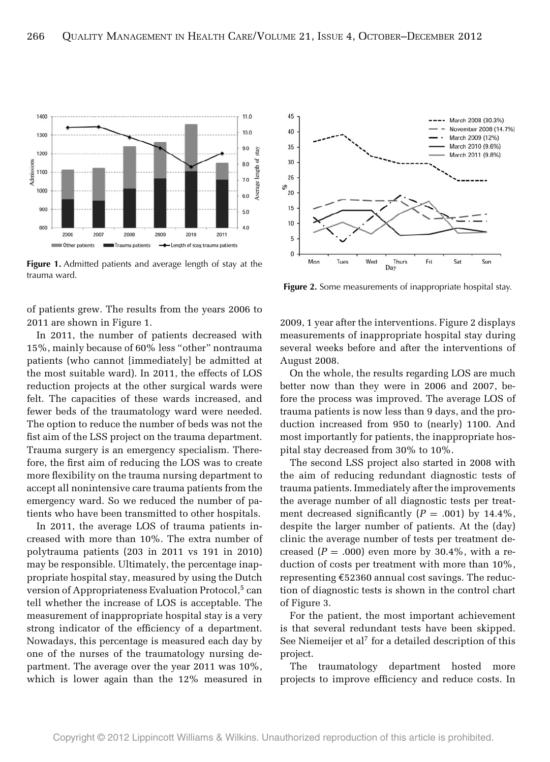**Figure 1.** Admitted patients and average length of stay at the trauma ward.

**Figure 2.** Some measurements of inappropriate hospital stay.

of patients grew. The results from the years 2006 to 2011 are shown in Figure 1.

In 2011, the number of patients decreased with 15%, mainly because of 60% less "other" nontrauma patients (who cannot [immediately] be admitted at the most suitable ward). In 2011, the effects of LOS reduction projects at the other surgical wards were felt. The capacities of these wards increased, and fewer beds of the traumatology ward were needed. The option to reduce the number of beds was not the fist aim of the LSS project on the trauma department. Trauma surgery is an emergency specialism. Therefore, the first aim of reducing the LOS was to create more flexibility on the trauma nursing department to accept all nonintensive care trauma patients from the emergency ward. So we reduced the number of patients who have been transmitted to other hospitals.

In 2011, the average LOS of trauma patients increased with more than 10%. The extra number of polytrauma patients (203 in 2011 vs 191 in 2010) may be responsible. Ultimately, the percentage inappropriate hospital stay, measured by using the Dutch version of Appropriateness Evaluation Protocol,[5] can tell whether the increase of LOS is acceptable. The measurement of inappropriate hospital stay is a very strong indicator of the efficiency of a department. Nowadays, this percentage is measured each day by one of the nurses of the traumatology nursing department. The average over the year 2011 was 10%, which is lower again than the 12% measured in 2009, 1 year after the interventions. Figure 2 displays measurements of inappropriate hospital stay during several weeks before and after the interventions of August 2008.

On the whole, the results regarding LOS are much better now than they were in 2006 and 2007, before the process was improved. The average LOS of trauma patients is now less than 9 days, and the production increased from 950 to (nearly) 1100. And most importantly for patients, the inappropriate hospital stay decreased from 30% to 10%.

The second LSS project also started in 2008 with the aim of reducing redundant diagnostic tests of trauma patients. Immediately after the improvements the average number of all diagnostic tests per treatment decreased significantly ($P = .001$) by 14.4%, despite the larger number of patients. At the (day) clinic the average number of tests per treatment decreased ($P = .000$) even more by 30.4%, with a reduction of costs per treatment with more than 10%, representing €52360 annual cost savings. The reduction of diagnostic tests is shown in the control chart of Figure 3.

For the patient, the most important achievement is that several redundant tests have been skipped. See Niemeijer et al[7] for a detailed description of this project.

The traumatology department hosted more projects to improve efficiency and reduce costs. In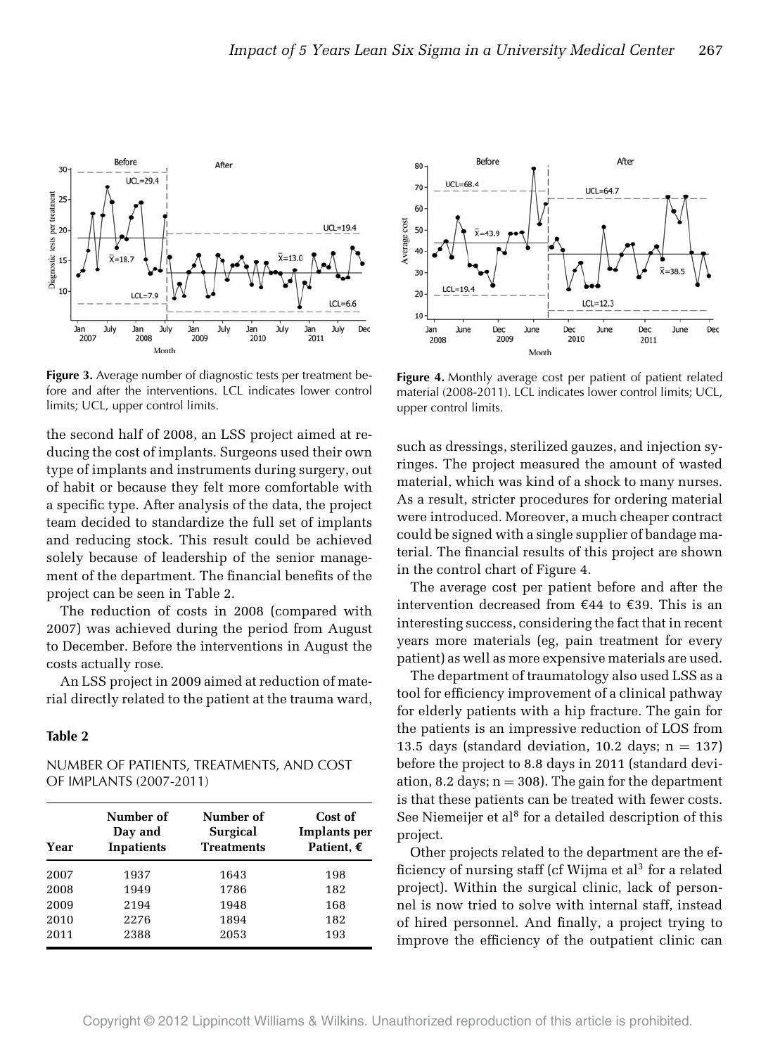Figure 3. Average number of diagnostic tests per treatment before and after the interventions. LCL indicates lower control limits; UCL, upper control limits.

Figure 4. Monthly average cost per patient of patient related material (2008-2011). LCL indicates lower control limits; UCL, upper control limits.

the second half of 2008, an LSS project aimed at reducing the cost of implants. Surgeons used their own type of implants and instruments during surgery, out of habit or because they felt more comfortable with a specific type. After analysis of the data, the project team decided to standardize the full set of implants and reducing stock. This result could be achieved solely because of leadership of the senior management of the department. The financial benefits of the project can be seen in Table 2.

The reduction of costs in 2008 (compared with 2007) was achieved during the period from August to December. Before the interventions in August the costs actually rose.

An LSS project in 2009 aimed at reduction of material directly related to the patient at the trauma ward, such as dressings, sterilized gauzes, and injection syringes. The project measured the amount of wasted material, which was kind of a shock to many nurses. As a result, stricter procedures for ordering material were introduced. Moreover, a much cheaper contract could be signed with a single supplier of bandage material. The financial results of this project are shown in the control chart of Figure 4.

**Table 2**

NUMBER OF PATIENTS, TREATMENTS, AND COST OF IMPLANTS (2007-2011)

| Year | Number of Day and Inpatients | Number of Surgical Treatments | Cost of Implants per Patient, € |
|---|---|---|---|
| 2007 | 1937 | 1643 | 198 |
| 2008 | 1949 | 1786 | 182 |
| 2009 | 2194 | 1948 | 168 |
| 2010 | 2276 | 1894 | 182 |
| 2011 | 2388 | 2053 | 193 |

The average cost per patient before and after the intervention decreased from €44 to €39. This is an interesting success, considering the fact that in recent years more materials (eg, pain treatment for every patient) as well as more expensive materials are used.

The department of traumatology also used LSS as a tool for efficiency improvement of a clinical pathway for elderly patients with a hip fracture. The gain for the patients is an impressive reduction of LOS from 13.5 days (standard deviation, 10.2 days; $n = 137$) before the project to 8.8 days in 2011 (standard deviation, 8.2 days; $n = 308$). The gain for the department is that these patients can be treated with fewer costs. See Niemeijer et al[8] for a detailed description of this project.

Other projects related to the department are the efficiency of nursing staff (cf Wijma et al[3] for a related project). Within the surgical clinic, lack of personnel is now tried to solve with internal staff, instead of hired personnel. And finally, a project trying to improve the efficiency of the outpatient clinic can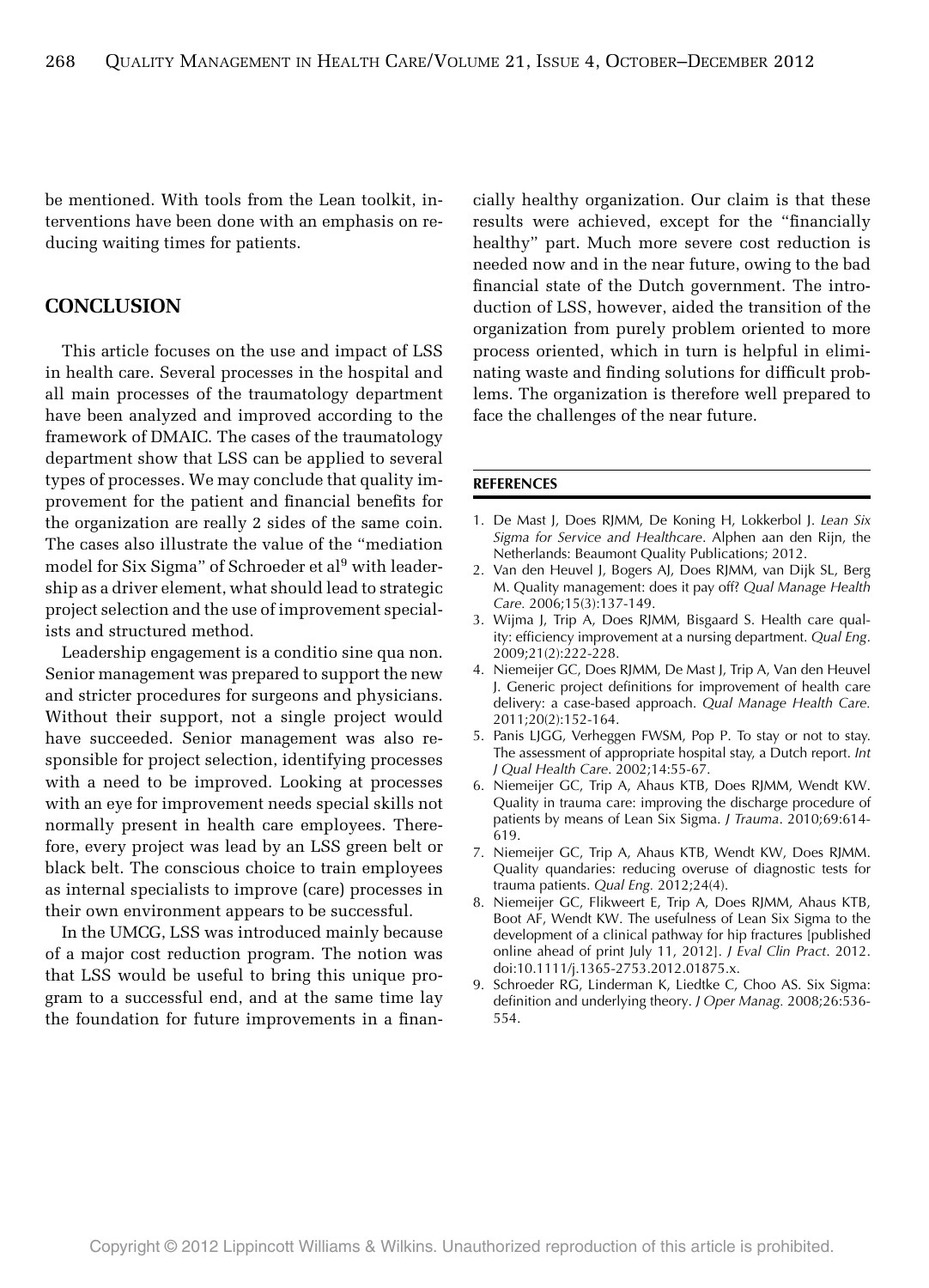be mentioned. With tools from the Lean toolkit, interventions have been done with an emphasis on reducing waiting times for patients.

## CONCLUSION

This article focuses on the use and impact of LSS in health care. Several processes in the hospital and all main processes of the traumatology department have been analyzed and improved according to the framework of DMAIC. The cases of the traumatology department show that LSS can be applied to several types of processes. We may conclude that quality improvement for the patient and financial benefits for the organization are really 2 sides of the same coin. The cases also illustrate the value of the "mediation model for Six Sigma" of Schroeder et al[9] with leadership as a driver element, what should lead to strategic project selection and the use of improvement specialists and structured method.

Leadership engagement is a conditio sine qua non. Senior management was prepared to support the new and stricter procedures for surgeons and physicians. Without their support, not a single project would have succeeded. Senior management was also responsible for project selection, identifying processes with a need to be improved. Looking at processes with an eye for improvement needs special skills not normally present in health care employees. Therefore, every project was lead by an LSS green belt or black belt. The conscious choice to train employees as internal specialists to improve (care) processes in their own environment appears to be successful.

In the UMCG, LSS was introduced mainly because of a major cost reduction program. The notion was that LSS would be useful to bring this unique program to a successful end, and at the same time lay the foundation for future improvements in a financially healthy organization. Our claim is that these results were achieved, except for the "financially healthy" part. Much more severe cost reduction is needed now and in the near future, owing to the bad financial state of the Dutch government. The introduction of LSS, however, aided the transition of the organization from purely problem oriented to more process oriented, which in turn is helpful in eliminating waste and finding solutions for difficult problems. The organization is therefore well prepared to face the challenges of the near future.

### REFERENCES

1. De Mast J, Does RJMM, De Koning H, Lokkerbol J. *Lean Six Sigma for Service and Healthcare*. Alphen aan den Rijn, the Netherlands: Beaumont Quality Publications; 2012.
2. Van den Heuvel J, Bogers AJ, Does RJMM, van Dijk SL, Berg M. Quality management: does it pay off? *Qual Manage Health Care.* 2006;15(3):137-149.
3. Wijma J, Trip A, Does RJMM, Bisgaard S. Health care quality: efficiency improvement at a nursing department. *Qual Eng*. 2009;21(2):222-228.
4. Niemeijer GC, Does RJMM, De Mast J, Trip A, Van den Heuvel J. Generic project definitions for improvement of health care delivery: a case-based approach. *Qual Manage Health Care.* 2011;20(2):152-164.
5. Panis LJGG, Verheggen FWSM, Pop P. To stay or not to stay. The assessment of appropriate hospital stay, a Dutch report. *Int J Qual Health Care*. 2002;14:55-67.
6. Niemeijer GC, Trip A, Ahaus KTB, Does RJMM, Wendt KW. Quality in trauma care: improving the discharge procedure of patients by means of Lean Six Sigma. *J Trauma*. 2010;69:614-619.
7. Niemeijer GC, Trip A, Ahaus KTB, Wendt KW, Does RJMM. Quality quandaries: reducing overuse of diagnostic tests for trauma patients. *Qual Eng.* 2012;24(4).
8. Niemeijer GC, Flikweert E, Trip A, Does RJMM, Ahaus KTB, Boot AF, Wendt KW. The usefulness of Lean Six Sigma to the development of a clinical pathway for hip fractures [published online ahead of print July 11, 2012]. *J Eval Clin Pract*. 2012. doi:10.1111/j.1365-2753.2012.01875.x.
9. Schroeder RG, Linderman K, Liedtke C, Choo AS. Six Sigma: definition and underlying theory. *J Oper Manag.* 2008;26:536-554.